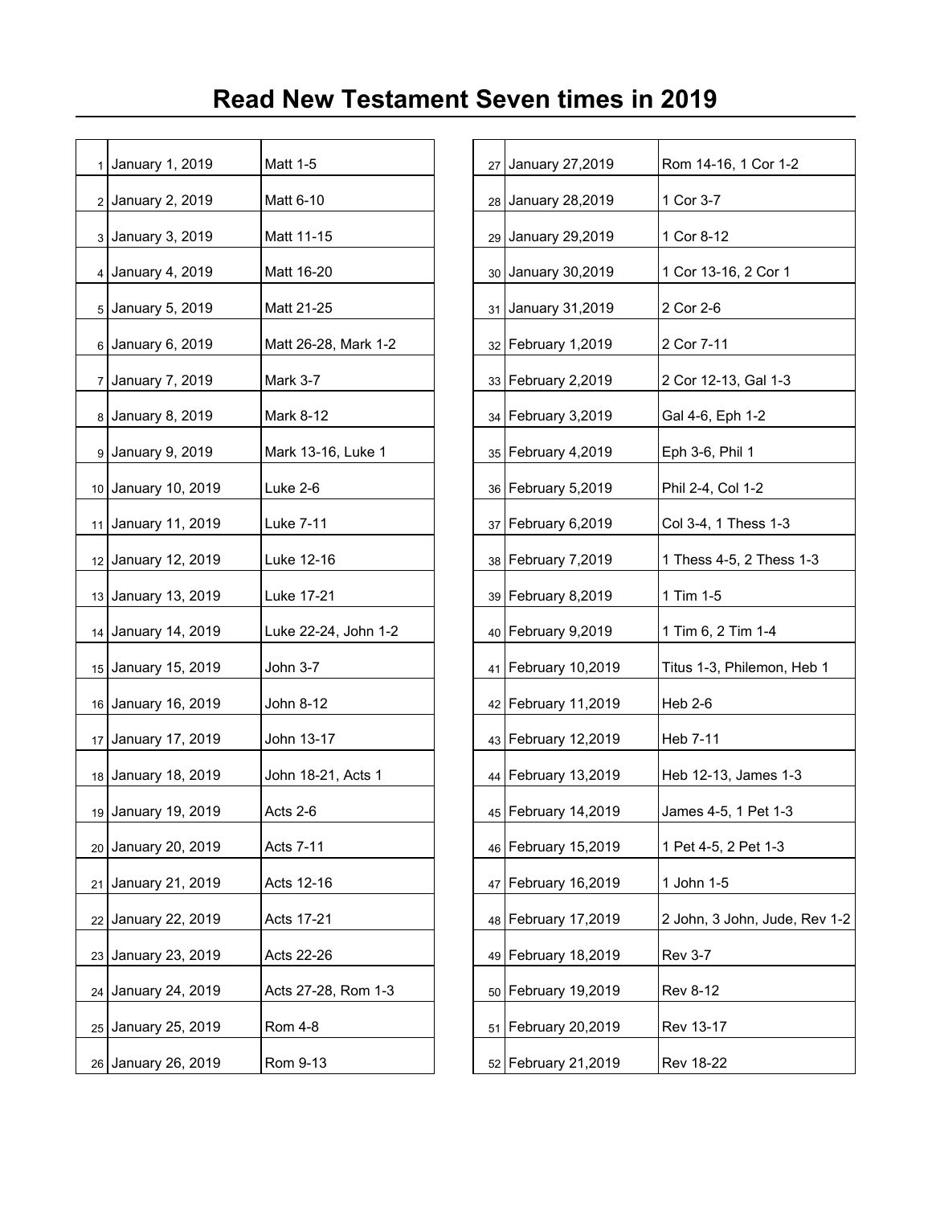# Read New Testament Seven times in 2019

| | | |
|---|---|---|
| 1 | January 1, 2019 | Matt 1-5 |
| 2 | January 2, 2019 | Matt 6-10 |
| 3 | January 3, 2019 | Matt 11-15 |
| 4 | January 4, 2019 | Matt 16-20 |
| 5 | January 5, 2019 | Matt 21-25 |
| 6 | January 6, 2019 | Matt 26-28, Mark 1-2 |
| 7 | January 7, 2019 | Mark 3-7 |
| 8 | January 8, 2019 | Mark 8-12 |
| 9 | January 9, 2019 | Mark 13-16, Luke 1 |
| 10 | January 10, 2019 | Luke 2-6 |
| 11 | January 11, 2019 | Luke 7-11 |
| 12 | January 12, 2019 | Luke 12-16 |
| 13 | January 13, 2019 | Luke 17-21 |
| 14 | January 14, 2019 | Luke 22-24, John 1-2 |
| 15 | January 15, 2019 | John 3-7 |
| 16 | January 16, 2019 | John 8-12 |
| 17 | January 17, 2019 | John 13-17 |
| 18 | January 18, 2019 | John 18-21, Acts 1 |
| 19 | January 19, 2019 | Acts 2-6 |
| 20 | January 20, 2019 | Acts 7-11 |
| 21 | January 21, 2019 | Acts 12-16 |
| 22 | January 22, 2019 | Acts 17-21 |
| 23 | January 23, 2019 | Acts 22-26 |
| 24 | January 24, 2019 | Acts 27-28, Rom 1-3 |
| 25 | January 25, 2019 | Rom 4-8 |
| 26 | January 26, 2019 | Rom 9-13 |
| 27 | January 27,2019 | Rom 14-16, 1 Cor 1-2 |
| 28 | January 28,2019 | 1 Cor 3-7 |
| 29 | January 29,2019 | 1 Cor 8-12 |
| 30 | January 30,2019 | 1 Cor 13-16, 2 Cor 1 |
| 31 | January 31,2019 | 2 Cor 2-6 |
| 32 | February 1,2019 | 2 Cor 7-11 |
| 33 | February 2,2019 | 2 Cor 12-13, Gal 1-3 |
| 34 | February 3,2019 | Gal 4-6, Eph 1-2 |
| 35 | February 4,2019 | Eph 3-6, Phil 1 |
| 36 | February 5,2019 | Phil 2-4, Col 1-2 |
| 37 | February 6,2019 | Col 3-4, 1 Thess 1-3 |
| 38 | February 7,2019 | 1 Thess 4-5, 2 Thess 1-3 |
| 39 | February 8,2019 | 1 Tim 1-5 |
| 40 | February 9,2019 | 1 Tim 6, 2 Tim 1-4 |
| 41 | February 10,2019 | Titus 1-3, Philemon, Heb 1 |
| 42 | February 11,2019 | Heb 2-6 |
| 43 | February 12,2019 | Heb 7-11 |
| 44 | February 13,2019 | Heb 12-13, James 1-3 |
| 45 | February 14,2019 | James 4-5, 1 Pet 1-3 |
| 46 | February 15,2019 | 1 Pet 4-5, 2 Pet 1-3 |
| 47 | February 16,2019 | 1 John 1-5 |
| 48 | February 17,2019 | 2 John, 3 John, Jude, Rev 1-2 |
| 49 | February 18,2019 | Rev 3-7 |
| 50 | February 19,2019 | Rev 8-12 |
| 51 | February 20,2019 | Rev 13-17 |
| 52 | February 21,2019 | Rev 18-22 |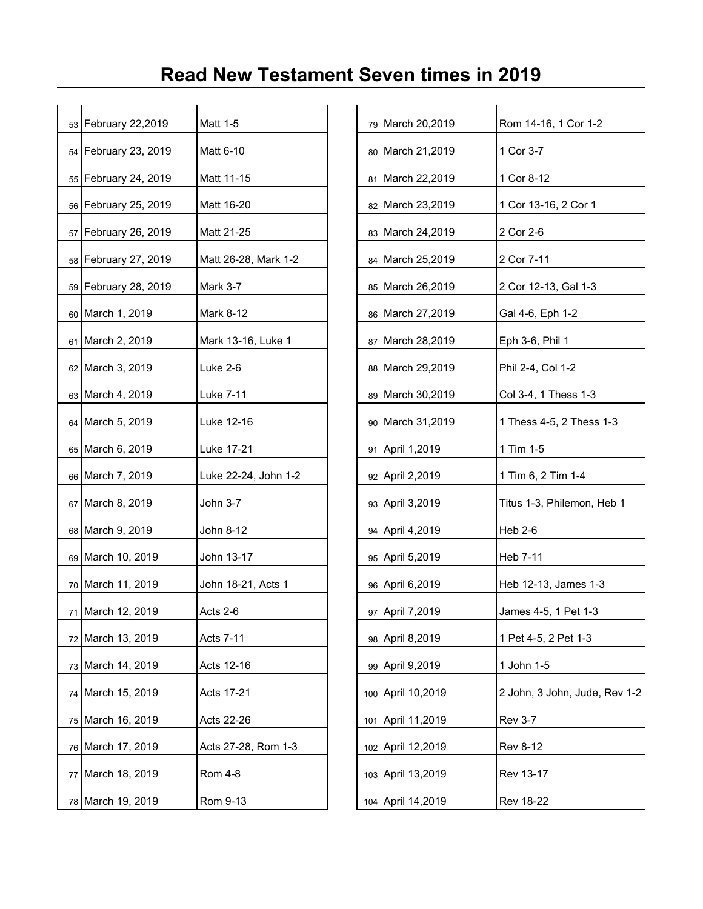# Read New Testament Seven times in 2019

| | | |
|---|---|---|
| 53 | February 22,2019 | Matt 1-5 |
| 54 | February 23, 2019 | Matt 6-10 |
| 55 | February 24, 2019 | Matt 11-15 |
| 56 | February 25, 2019 | Matt 16-20 |
| 57 | February 26, 2019 | Matt 21-25 |
| 58 | February 27, 2019 | Matt 26-28, Mark 1-2 |
| 59 | February 28, 2019 | Mark 3-7 |
| 60 | March 1, 2019 | Mark 8-12 |
| 61 | March 2, 2019 | Mark 13-16, Luke 1 |
| 62 | March 3, 2019 | Luke 2-6 |
| 63 | March 4, 2019 | Luke 7-11 |
| 64 | March 5, 2019 | Luke 12-16 |
| 65 | March 6, 2019 | Luke 17-21 |
| 66 | March 7, 2019 | Luke 22-24, John 1-2 |
| 67 | March 8, 2019 | John 3-7 |
| 68 | March 9, 2019 | John 8-12 |
| 69 | March 10, 2019 | John 13-17 |
| 70 | March 11, 2019 | John 18-21, Acts 1 |
| 71 | March 12, 2019 | Acts 2-6 |
| 72 | March 13, 2019 | Acts 7-11 |
| 73 | March 14, 2019 | Acts 12-16 |
| 74 | March 15, 2019 | Acts 17-21 |
| 75 | March 16, 2019 | Acts 22-26 |
| 76 | March 17, 2019 | Acts 27-28, Rom 1-3 |
| 77 | March 18, 2019 | Rom 4-8 |
| 78 | March 19, 2019 | Rom 9-13 |
| 79 | March 20,2019 | Rom 14-16, 1 Cor 1-2 |
| 80 | March 21,2019 | 1 Cor 3-7 |
| 81 | March 22,2019 | 1 Cor 8-12 |
| 82 | March 23,2019 | 1 Cor 13-16, 2 Cor 1 |
| 83 | March 24,2019 | 2 Cor 2-6 |
| 84 | March 25,2019 | 2 Cor 7-11 |
| 85 | March 26,2019 | 2 Cor 12-13, Gal 1-3 |
| 86 | March 27,2019 | Gal 4-6, Eph 1-2 |
| 87 | March 28,2019 | Eph 3-6, Phil 1 |
| 88 | March 29,2019 | Phil 2-4, Col 1-2 |
| 89 | March 30,2019 | Col 3-4, 1 Thess 1-3 |
| 90 | March 31,2019 | 1 Thess 4-5, 2 Thess 1-3 |
| 91 | April 1,2019 | 1 Tim 1-5 |
| 92 | April 2,2019 | 1 Tim 6, 2 Tim 1-4 |
| 93 | April 3,2019 | Titus 1-3, Philemon, Heb 1 |
| 94 | April 4,2019 | Heb 2-6 |
| 95 | April 5,2019 | Heb 7-11 |
| 96 | April 6,2019 | Heb 12-13, James 1-3 |
| 97 | April 7,2019 | James 4-5, 1 Pet 1-3 |
| 98 | April 8,2019 | 1 Pet 4-5, 2 Pet 1-3 |
| 99 | April 9,2019 | 1 John 1-5 |
| 100 | April 10,2019 | 2 John, 3 John, Jude, Rev 1-2 |
| 101 | April 11,2019 | Rev 3-7 |
| 102 | April 12,2019 | Rev 8-12 |
| 103 | April 13,2019 | Rev 13-17 |
| 104 | April 14,2019 | Rev 18-22 |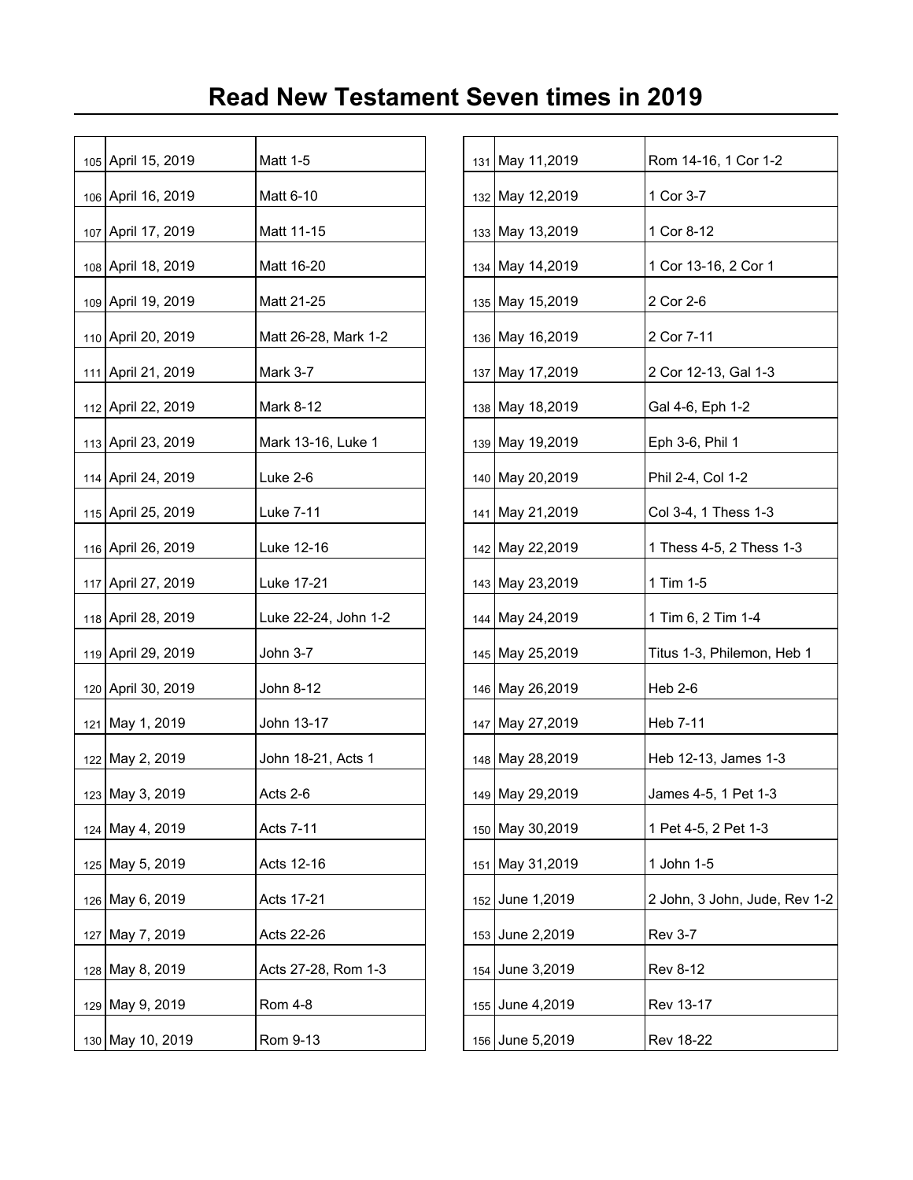# Read New Testament Seven times in 2019

| | | |
|---|---|---|
| 105 | April 15, 2019 | Matt 1-5 |
| 106 | April 16, 2019 | Matt 6-10 |
| 107 | April 17, 2019 | Matt 11-15 |
| 108 | April 18, 2019 | Matt 16-20 |
| 109 | April 19, 2019 | Matt 21-25 |
| 110 | April 20, 2019 | Matt 26-28, Mark 1-2 |
| 111 | April 21, 2019 | Mark 3-7 |
| 112 | April 22, 2019 | Mark 8-12 |
| 113 | April 23, 2019 | Mark 13-16, Luke 1 |
| 114 | April 24, 2019 | Luke 2-6 |
| 115 | April 25, 2019 | Luke 7-11 |
| 116 | April 26, 2019 | Luke 12-16 |
| 117 | April 27, 2019 | Luke 17-21 |
| 118 | April 28, 2019 | Luke 22-24, John 1-2 |
| 119 | April 29, 2019 | John 3-7 |
| 120 | April 30, 2019 | John 8-12 |
| 121 | May 1, 2019 | John 13-17 |
| 122 | May 2, 2019 | John 18-21, Acts 1 |
| 123 | May 3, 2019 | Acts 2-6 |
| 124 | May 4, 2019 | Acts 7-11 |
| 125 | May 5, 2019 | Acts 12-16 |
| 126 | May 6, 2019 | Acts 17-21 |
| 127 | May 7, 2019 | Acts 22-26 |
| 128 | May 8, 2019 | Acts 27-28, Rom 1-3 |
| 129 | May 9, 2019 | Rom 4-8 |
| 130 | May 10, 2019 | Rom 9-13 |
| 131 | May 11,2019 | Rom 14-16, 1 Cor 1-2 |
| 132 | May 12,2019 | 1 Cor 3-7 |
| 133 | May 13,2019 | 1 Cor 8-12 |
| 134 | May 14,2019 | 1 Cor 13-16, 2 Cor 1 |
| 135 | May 15,2019 | 2 Cor 2-6 |
| 136 | May 16,2019 | 2 Cor 7-11 |
| 137 | May 17,2019 | 2 Cor 12-13, Gal 1-3 |
| 138 | May 18,2019 | Gal 4-6, Eph 1-2 |
| 139 | May 19,2019 | Eph 3-6, Phil 1 |
| 140 | May 20,2019 | Phil 2-4, Col 1-2 |
| 141 | May 21,2019 | Col 3-4, 1 Thess 1-3 |
| 142 | May 22,2019 | 1 Thess 4-5, 2 Thess 1-3 |
| 143 | May 23,2019 | 1 Tim 1-5 |
| 144 | May 24,2019 | 1 Tim 6, 2 Tim 1-4 |
| 145 | May 25,2019 | Titus 1-3, Philemon, Heb 1 |
| 146 | May 26,2019 | Heb 2-6 |
| 147 | May 27,2019 | Heb 7-11 |
| 148 | May 28,2019 | Heb 12-13, James 1-3 |
| 149 | May 29,2019 | James 4-5, 1 Pet 1-3 |
| 150 | May 30,2019 | 1 Pet 4-5, 2 Pet 1-3 |
| 151 | May 31,2019 | 1 John 1-5 |
| 152 | June 1,2019 | 2 John, 3 John, Jude, Rev 1-2 |
| 153 | June 2,2019 | Rev 3-7 |
| 154 | June 3,2019 | Rev 8-12 |
| 155 | June 4,2019 | Rev 13-17 |
| 156 | June 5,2019 | Rev 18-22 |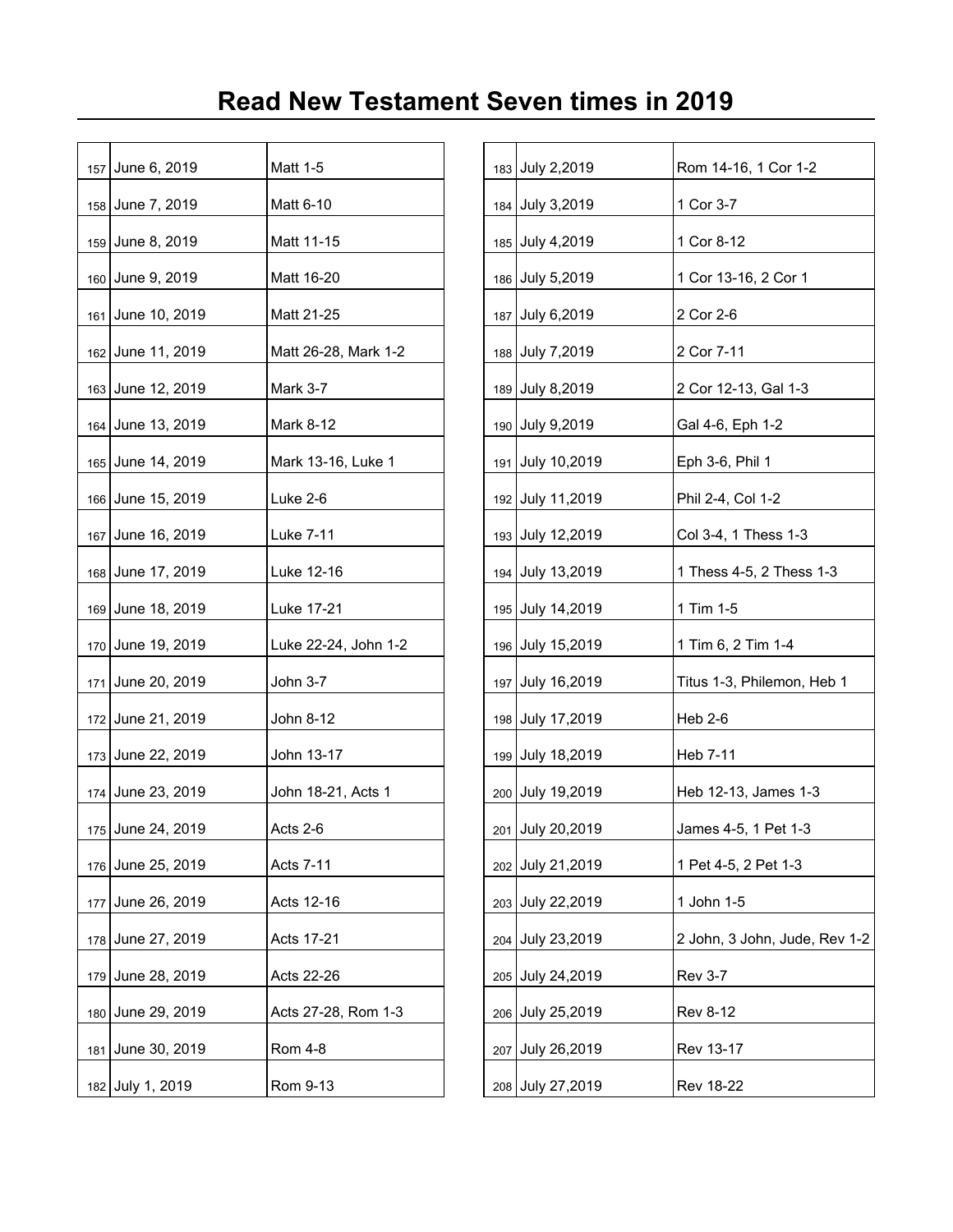# Read New Testament Seven times in 2019

| | | |
|---|---|---|
| 157 | June 6, 2019 | Matt 1-5 |
| 158 | June 7, 2019 | Matt 6-10 |
| 159 | June 8, 2019 | Matt 11-15 |
| 160 | June 9, 2019 | Matt 16-20 |
| 161 | June 10, 2019 | Matt 21-25 |
| 162 | June 11, 2019 | Matt 26-28, Mark 1-2 |
| 163 | June 12, 2019 | Mark 3-7 |
| 164 | June 13, 2019 | Mark 8-12 |
| 165 | June 14, 2019 | Mark 13-16, Luke 1 |
| 166 | June 15, 2019 | Luke 2-6 |
| 167 | June 16, 2019 | Luke 7-11 |
| 168 | June 17, 2019 | Luke 12-16 |
| 169 | June 18, 2019 | Luke 17-21 |
| 170 | June 19, 2019 | Luke 22-24, John 1-2 |
| 171 | June 20, 2019 | John 3-7 |
| 172 | June 21, 2019 | John 8-12 |
| 173 | June 22, 2019 | John 13-17 |
| 174 | June 23, 2019 | John 18-21, Acts 1 |
| 175 | June 24, 2019 | Acts 2-6 |
| 176 | June 25, 2019 | Acts 7-11 |
| 177 | June 26, 2019 | Acts 12-16 |
| 178 | June 27, 2019 | Acts 17-21 |
| 179 | June 28, 2019 | Acts 22-26 |
| 180 | June 29, 2019 | Acts 27-28, Rom 1-3 |
| 181 | June 30, 2019 | Rom 4-8 |
| 182 | July 1, 2019 | Rom 9-13 |
| 183 | July 2,2019 | Rom 14-16, 1 Cor 1-2 |
| 184 | July 3,2019 | 1 Cor 3-7 |
| 185 | July 4,2019 | 1 Cor 8-12 |
| 186 | July 5,2019 | 1 Cor 13-16, 2 Cor 1 |
| 187 | July 6,2019 | 2 Cor 2-6 |
| 188 | July 7,2019 | 2 Cor 7-11 |
| 189 | July 8,2019 | 2 Cor 12-13, Gal 1-3 |
| 190 | July 9,2019 | Gal 4-6, Eph 1-2 |
| 191 | July 10,2019 | Eph 3-6, Phil 1 |
| 192 | July 11,2019 | Phil 2-4, Col 1-2 |
| 193 | July 12,2019 | Col 3-4, 1 Thess 1-3 |
| 194 | July 13,2019 | 1 Thess 4-5, 2 Thess 1-3 |
| 195 | July 14,2019 | 1 Tim 1-5 |
| 196 | July 15,2019 | 1 Tim 6, 2 Tim 1-4 |
| 197 | July 16,2019 | Titus 1-3, Philemon, Heb 1 |
| 198 | July 17,2019 | Heb 2-6 |
| 199 | July 18,2019 | Heb 7-11 |
| 200 | July 19,2019 | Heb 12-13, James 1-3 |
| 201 | July 20,2019 | James 4-5, 1 Pet 1-3 |
| 202 | July 21,2019 | 1 Pet 4-5, 2 Pet 1-3 |
| 203 | July 22,2019 | 1 John 1-5 |
| 204 | July 23,2019 | 2 John, 3 John, Jude, Rev 1-2 |
| 205 | July 24,2019 | Rev 3-7 |
| 206 | July 25,2019 | Rev 8-12 |
| 207 | July 26,2019 | Rev 13-17 |
| 208 | July 27,2019 | Rev 18-22 |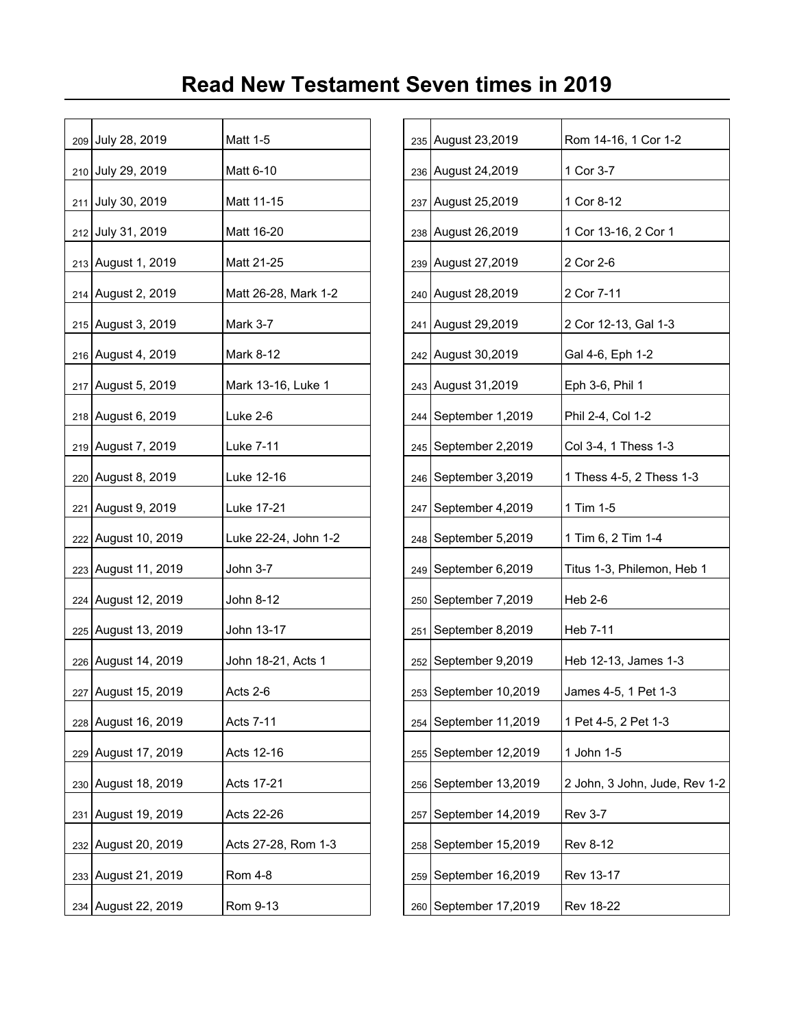# Read New Testament Seven times in 2019

| | | |
|---|---|---|
| 209 | July 28, 2019 | Matt 1-5 |
| 210 | July 29, 2019 | Matt 6-10 |
| 211 | July 30, 2019 | Matt 11-15 |
| 212 | July 31, 2019 | Matt 16-20 |
| 213 | August 1, 2019 | Matt 21-25 |
| 214 | August 2, 2019 | Matt 26-28, Mark 1-2 |
| 215 | August 3, 2019 | Mark 3-7 |
| 216 | August 4, 2019 | Mark 8-12 |
| 217 | August 5, 2019 | Mark 13-16, Luke 1 |
| 218 | August 6, 2019 | Luke 2-6 |
| 219 | August 7, 2019 | Luke 7-11 |
| 220 | August 8, 2019 | Luke 12-16 |
| 221 | August 9, 2019 | Luke 17-21 |
| 222 | August 10, 2019 | Luke 22-24, John 1-2 |
| 223 | August 11, 2019 | John 3-7 |
| 224 | August 12, 2019 | John 8-12 |
| 225 | August 13, 2019 | John 13-17 |
| 226 | August 14, 2019 | John 18-21, Acts 1 |
| 227 | August 15, 2019 | Acts 2-6 |
| 228 | August 16, 2019 | Acts 7-11 |
| 229 | August 17, 2019 | Acts 12-16 |
| 230 | August 18, 2019 | Acts 17-21 |
| 231 | August 19, 2019 | Acts 22-26 |
| 232 | August 20, 2019 | Acts 27-28, Rom 1-3 |
| 233 | August 21, 2019 | Rom 4-8 |
| 234 | August 22, 2019 | Rom 9-13 |
| 235 | August 23,2019 | Rom 14-16, 1 Cor 1-2 |
| 236 | August 24,2019 | 1 Cor 3-7 |
| 237 | August 25,2019 | 1 Cor 8-12 |
| 238 | August 26,2019 | 1 Cor 13-16, 2 Cor 1 |
| 239 | August 27,2019 | 2 Cor 2-6 |
| 240 | August 28,2019 | 2 Cor 7-11 |
| 241 | August 29,2019 | 2 Cor 12-13, Gal 1-3 |
| 242 | August 30,2019 | Gal 4-6, Eph 1-2 |
| 243 | August 31,2019 | Eph 3-6, Phil 1 |
| 244 | September 1,2019 | Phil 2-4, Col 1-2 |
| 245 | September 2,2019 | Col 3-4, 1 Thess 1-3 |
| 246 | September 3,2019 | 1 Thess 4-5, 2 Thess 1-3 |
| 247 | September 4,2019 | 1 Tim 1-5 |
| 248 | September 5,2019 | 1 Tim 6, 2 Tim 1-4 |
| 249 | September 6,2019 | Titus 1-3, Philemon, Heb 1 |
| 250 | September 7,2019 | Heb 2-6 |
| 251 | September 8,2019 | Heb 7-11 |
| 252 | September 9,2019 | Heb 12-13, James 1-3 |
| 253 | September 10,2019 | James 4-5, 1 Pet 1-3 |
| 254 | September 11,2019 | 1 Pet 4-5, 2 Pet 1-3 |
| 255 | September 12,2019 | 1 John 1-5 |
| 256 | September 13,2019 | 2 John, 3 John, Jude, Rev 1-2 |
| 257 | September 14,2019 | Rev 3-7 |
| 258 | September 15,2019 | Rev 8-12 |
| 259 | September 16,2019 | Rev 13-17 |
| 260 | September 17,2019 | Rev 18-22 |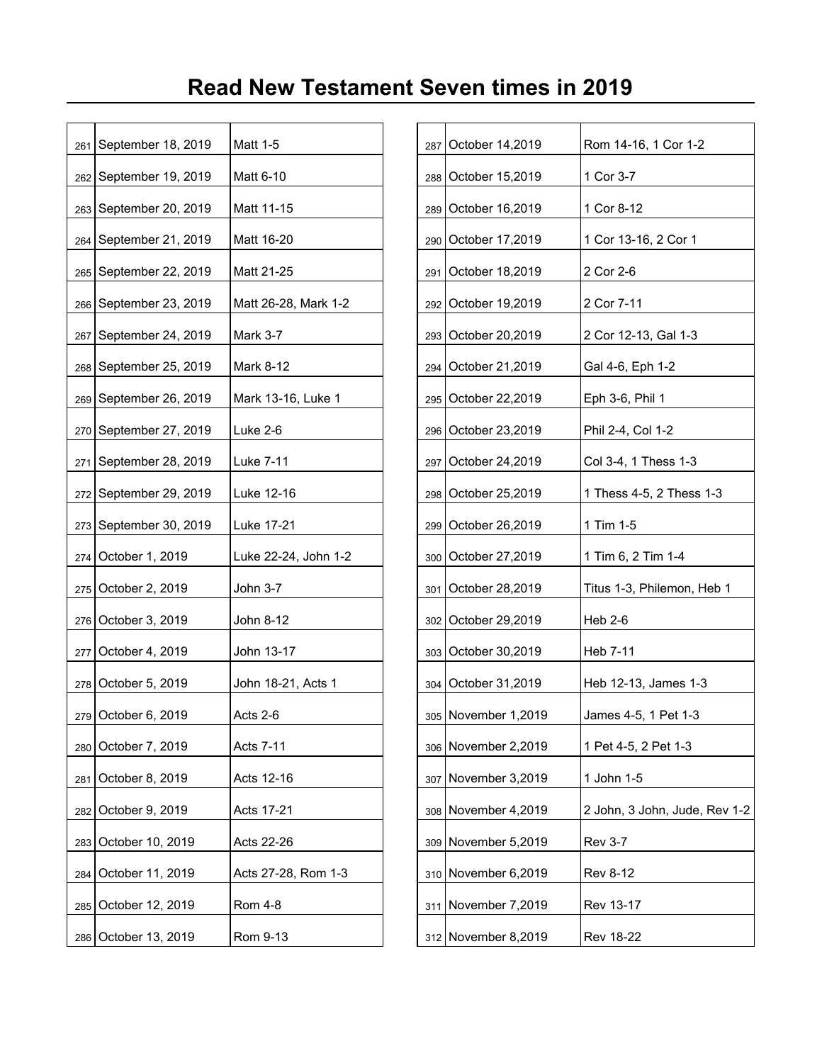# Read New Testament Seven times in 2019

| | | |
|---|---|---|
| 261 | September 18, 2019 | Matt 1-5 |
| 262 | September 19, 2019 | Matt 6-10 |
| 263 | September 20, 2019 | Matt 11-15 |
| 264 | September 21, 2019 | Matt 16-20 |
| 265 | September 22, 2019 | Matt 21-25 |
| 266 | September 23, 2019 | Matt 26-28, Mark 1-2 |
| 267 | September 24, 2019 | Mark 3-7 |
| 268 | September 25, 2019 | Mark 8-12 |
| 269 | September 26, 2019 | Mark 13-16, Luke 1 |
| 270 | September 27, 2019 | Luke 2-6 |
| 271 | September 28, 2019 | Luke 7-11 |
| 272 | September 29, 2019 | Luke 12-16 |
| 273 | September 30, 2019 | Luke 17-21 |
| 274 | October 1, 2019 | Luke 22-24, John 1-2 |
| 275 | October 2, 2019 | John 3-7 |
| 276 | October 3, 2019 | John 8-12 |
| 277 | October 4, 2019 | John 13-17 |
| 278 | October 5, 2019 | John 18-21, Acts 1 |
| 279 | October 6, 2019 | Acts 2-6 |
| 280 | October 7, 2019 | Acts 7-11 |
| 281 | October 8, 2019 | Acts 12-16 |
| 282 | October 9, 2019 | Acts 17-21 |
| 283 | October 10, 2019 | Acts 22-26 |
| 284 | October 11, 2019 | Acts 27-28, Rom 1-3 |
| 285 | October 12, 2019 | Rom 4-8 |
| 286 | October 13, 2019 | Rom 9-13 |
| 287 | October 14,2019 | Rom 14-16, 1 Cor 1-2 |
| 288 | October 15,2019 | 1 Cor 3-7 |
| 289 | October 16,2019 | 1 Cor 8-12 |
| 290 | October 17,2019 | 1 Cor 13-16, 2 Cor 1 |
| 291 | October 18,2019 | 2 Cor 2-6 |
| 292 | October 19,2019 | 2 Cor 7-11 |
| 293 | October 20,2019 | 2 Cor 12-13, Gal 1-3 |
| 294 | October 21,2019 | Gal 4-6, Eph 1-2 |
| 295 | October 22,2019 | Eph 3-6, Phil 1 |
| 296 | October 23,2019 | Phil 2-4, Col 1-2 |
| 297 | October 24,2019 | Col 3-4, 1 Thess 1-3 |
| 298 | October 25,2019 | 1 Thess 4-5, 2 Thess 1-3 |
| 299 | October 26,2019 | 1 Tim 1-5 |
| 300 | October 27,2019 | 1 Tim 6, 2 Tim 1-4 |
| 301 | October 28,2019 | Titus 1-3, Philemon, Heb 1 |
| 302 | October 29,2019 | Heb 2-6 |
| 303 | October 30,2019 | Heb 7-11 |
| 304 | October 31,2019 | Heb 12-13, James 1-3 |
| 305 | November 1,2019 | James 4-5, 1 Pet 1-3 |
| 306 | November 2,2019 | 1 Pet 4-5, 2 Pet 1-3 |
| 307 | November 3,2019 | 1 John 1-5 |
| 308 | November 4,2019 | 2 John, 3 John, Jude, Rev 1-2 |
| 309 | November 5,2019 | Rev 3-7 |
| 310 | November 6,2019 | Rev 8-12 |
| 311 | November 7,2019 | Rev 13-17 |
| 312 | November 8,2019 | Rev 18-22 |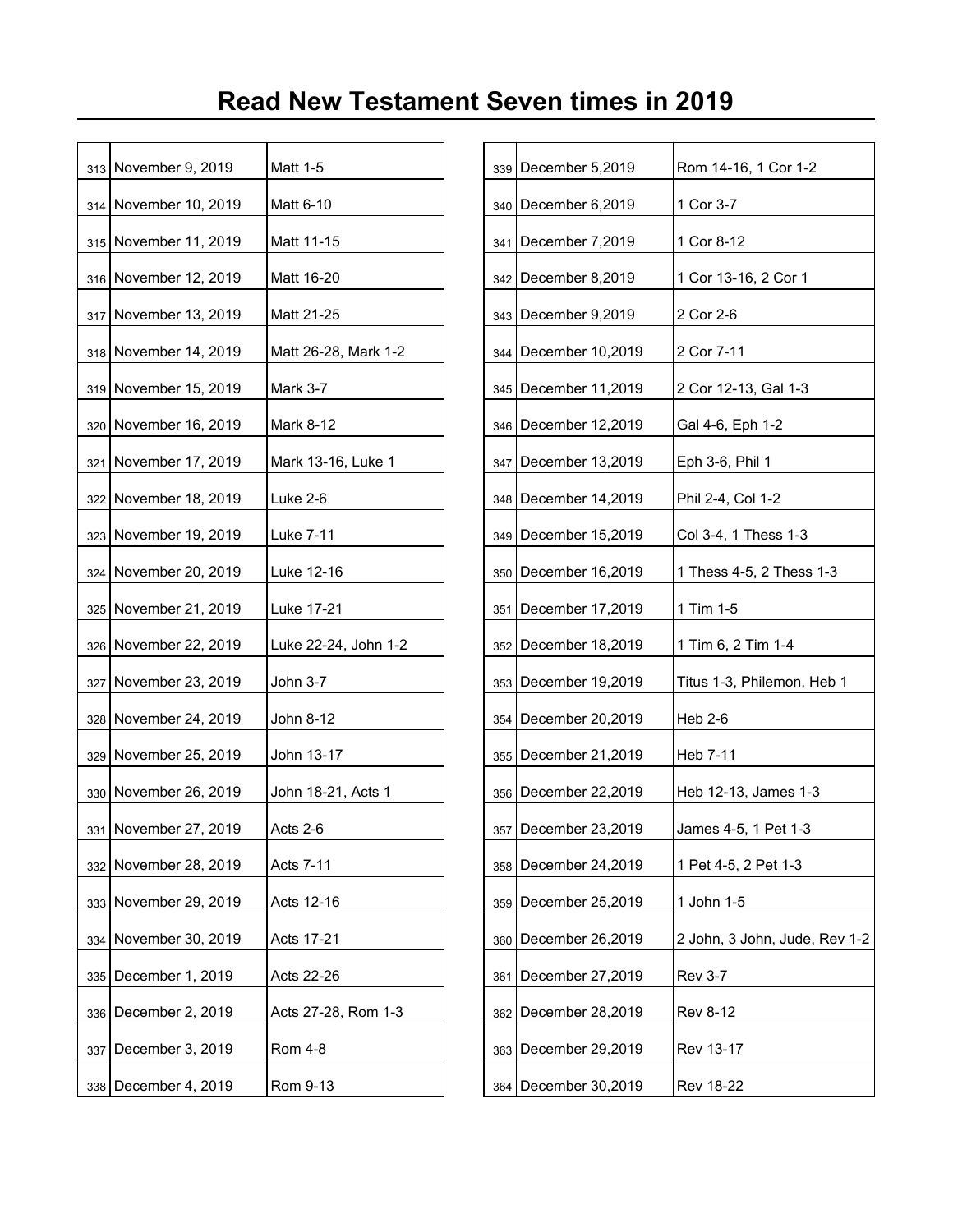# Read New Testament Seven times in 2019

| | | |
|---|---|---|
| 313 | November 9, 2019 | Matt 1-5 |
| 314 | November 10, 2019 | Matt 6-10 |
| 315 | November 11, 2019 | Matt 11-15 |
| 316 | November 12, 2019 | Matt 16-20 |
| 317 | November 13, 2019 | Matt 21-25 |
| 318 | November 14, 2019 | Matt 26-28, Mark 1-2 |
| 319 | November 15, 2019 | Mark 3-7 |
| 320 | November 16, 2019 | Mark 8-12 |
| 321 | November 17, 2019 | Mark 13-16, Luke 1 |
| 322 | November 18, 2019 | Luke 2-6 |
| 323 | November 19, 2019 | Luke 7-11 |
| 324 | November 20, 2019 | Luke 12-16 |
| 325 | November 21, 2019 | Luke 17-21 |
| 326 | November 22, 2019 | Luke 22-24, John 1-2 |
| 327 | November 23, 2019 | John 3-7 |
| 328 | November 24, 2019 | John 8-12 |
| 329 | November 25, 2019 | John 13-17 |
| 330 | November 26, 2019 | John 18-21, Acts 1 |
| 331 | November 27, 2019 | Acts 2-6 |
| 332 | November 28, 2019 | Acts 7-11 |
| 333 | November 29, 2019 | Acts 12-16 |
| 334 | November 30, 2019 | Acts 17-21 |
| 335 | December 1, 2019 | Acts 22-26 |
| 336 | December 2, 2019 | Acts 27-28, Rom 1-3 |
| 337 | December 3, 2019 | Rom 4-8 |
| 338 | December 4, 2019 | Rom 9-13 |
| 339 | December 5,2019 | Rom 14-16, 1 Cor 1-2 |
| 340 | December 6,2019 | 1 Cor 3-7 |
| 341 | December 7,2019 | 1 Cor 8-12 |
| 342 | December 8,2019 | 1 Cor 13-16, 2 Cor 1 |
| 343 | December 9,2019 | 2 Cor 2-6 |
| 344 | December 10,2019 | 2 Cor 7-11 |
| 345 | December 11,2019 | 2 Cor 12-13, Gal 1-3 |
| 346 | December 12,2019 | Gal 4-6, Eph 1-2 |
| 347 | December 13,2019 | Eph 3-6, Phil 1 |
| 348 | December 14,2019 | Phil 2-4, Col 1-2 |
| 349 | December 15,2019 | Col 3-4, 1 Thess 1-3 |
| 350 | December 16,2019 | 1 Thess 4-5, 2 Thess 1-3 |
| 351 | December 17,2019 | 1 Tim 1-5 |
| 352 | December 18,2019 | 1 Tim 6, 2 Tim 1-4 |
| 353 | December 19,2019 | Titus 1-3, Philemon, Heb 1 |
| 354 | December 20,2019 | Heb 2-6 |
| 355 | December 21,2019 | Heb 7-11 |
| 356 | December 22,2019 | Heb 12-13, James 1-3 |
| 357 | December 23,2019 | James 4-5, 1 Pet 1-3 |
| 358 | December 24,2019 | 1 Pet 4-5, 2 Pet 1-3 |
| 359 | December 25,2019 | 1 John 1-5 |
| 360 | December 26,2019 | 2 John, 3 John, Jude, Rev 1-2 |
| 361 | December 27,2019 | Rev 3-7 |
| 362 | December 28,2019 | Rev 8-12 |
| 363 | December 29,2019 | Rev 13-17 |
| 364 | December 30,2019 | Rev 18-22 |